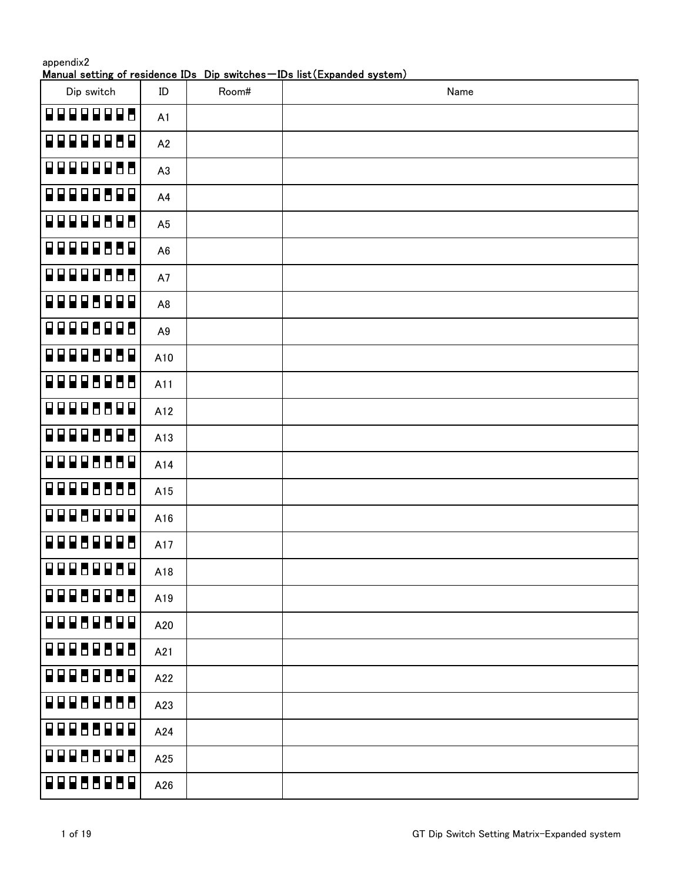appendix2

**Manual setting of residence IDs  Dip switches－IDs list(Expanded system)**

| Dip switch | ID | Room# | Name |
|---|---|---|---|
| | A1 | | |
| | A2 | | |
| | A3 | | |
| | A4 | | |
| | A5 | | |
| | A6 | | |
| | A7 | | |
| | A8 | | |
| | A9 | | |
| | A10 | | |
| | A11 | | |
| | A12 | | |
| | A13 | | |
| | A14 | | |
| | A15 | | |
| | A16 | | |
| | A17 | | |
| | A18 | | |
| | A19 | | |
| | A20 | | |
| | A21 | | |
| | A22 | | |
| | A23 | | |
| | A24 | | |
| | A25 | | |
| | A26 | | |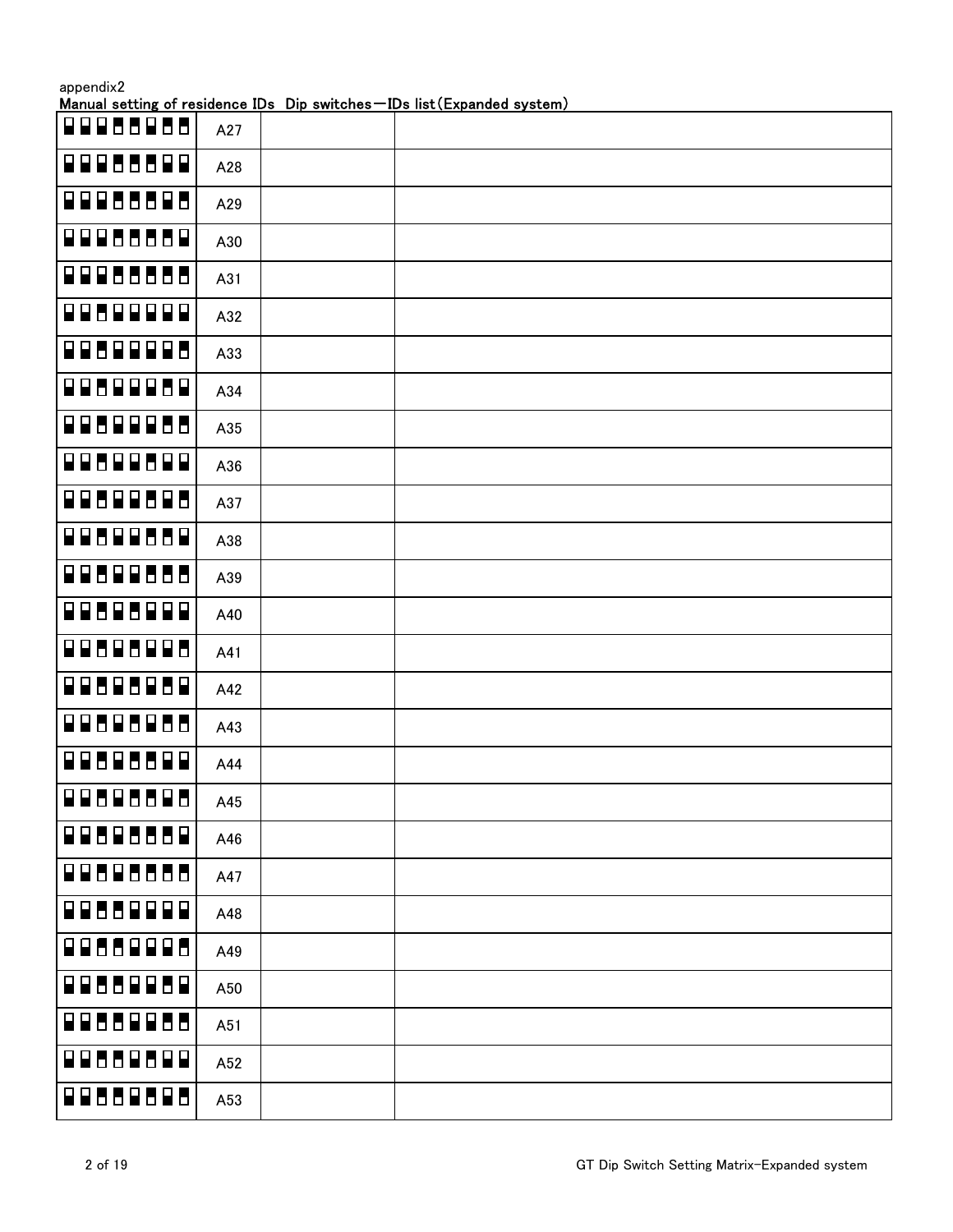appendix2

**Manual setting of residence IDs Dip switches－IDs list(Expanded system)**

| | | | |
|---|---|---|---|
| | A27 | | |
| | A28 | | |
| | A29 | | |
| | A30 | | |
| | A31 | | |
| | A32 | | |
| | A33 | | |
| | A34 | | |
| | A35 | | |
| | A36 | | |
| | A37 | | |
| | A38 | | |
| | A39 | | |
| | A40 | | |
| | A41 | | |
| | A42 | | |
| | A43 | | |
| | A44 | | |
| | A45 | | |
| | A46 | | |
| | A47 | | |
| | A48 | | |
| | A49 | | |
| | A50 | | |
| | A51 | | |
| | A52 | | |
| | A53 | | |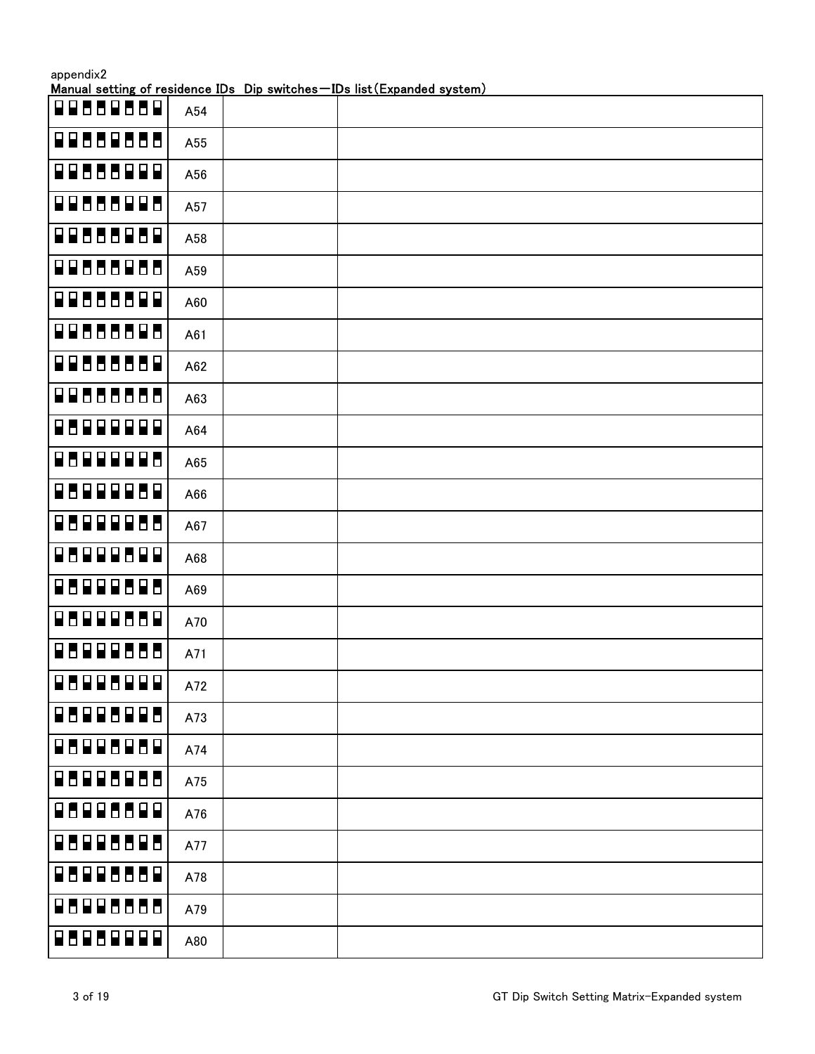appendix2

**Manual setting of residence IDs Dip switches－IDs list(Expanded system)**

| | | | |
|---|---|---|---|
| | A54 | | |
| | A55 | | |
| | A56 | | |
| | A57 | | |
| | A58 | | |
| | A59 | | |
| | A60 | | |
| | A61 | | |
| | A62 | | |
| | A63 | | |
| | A64 | | |
| | A65 | | |
| | A66 | | |
| | A67 | | |
| | A68 | | |
| | A69 | | |
| | A70 | | |
| | A71 | | |
| | A72 | | |
| | A73 | | |
| | A74 | | |
| | A75 | | |
| | A76 | | |
| | A77 | | |
| | A78 | | |
| | A79 | | |
| | A80 | | |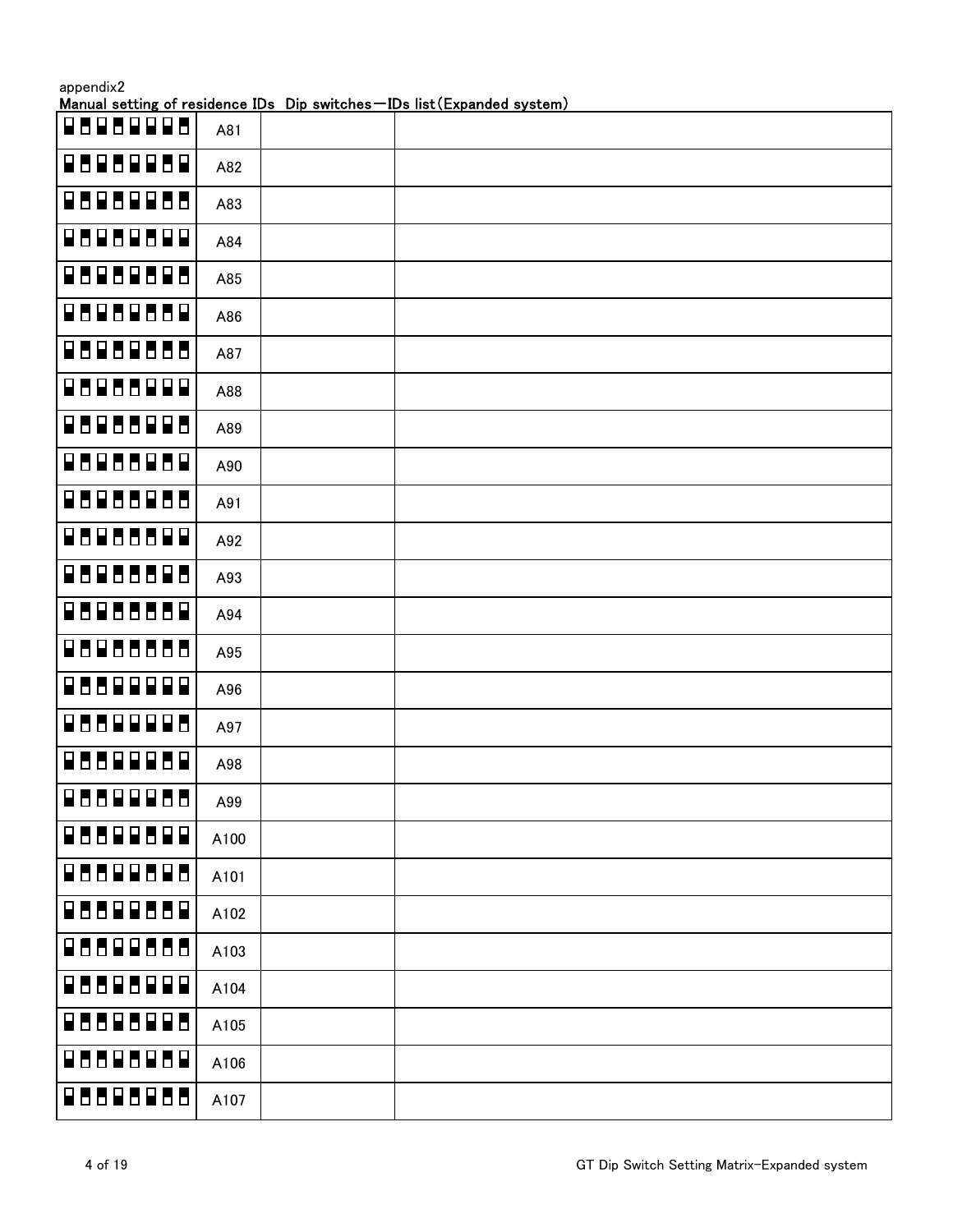appendix2

**Manual setting of residence IDs Dip switches－IDs list(Expanded system)**

| | | | |
|---|---|---|---|
| | A81 | | |
| | A82 | | |
| | A83 | | |
| | A84 | | |
| | A85 | | |
| | A86 | | |
| | A87 | | |
| | A88 | | |
| | A89 | | |
| | A90 | | |
| | A91 | | |
| | A92 | | |
| | A93 | | |
| | A94 | | |
| | A95 | | |
| | A96 | | |
| | A97 | | |
| | A98 | | |
| | A99 | | |
| | A100 | | |
| | A101 | | |
| | A102 | | |
| | A103 | | |
| | A104 | | |
| | A105 | | |
| | A106 | | |
| | A107 | | |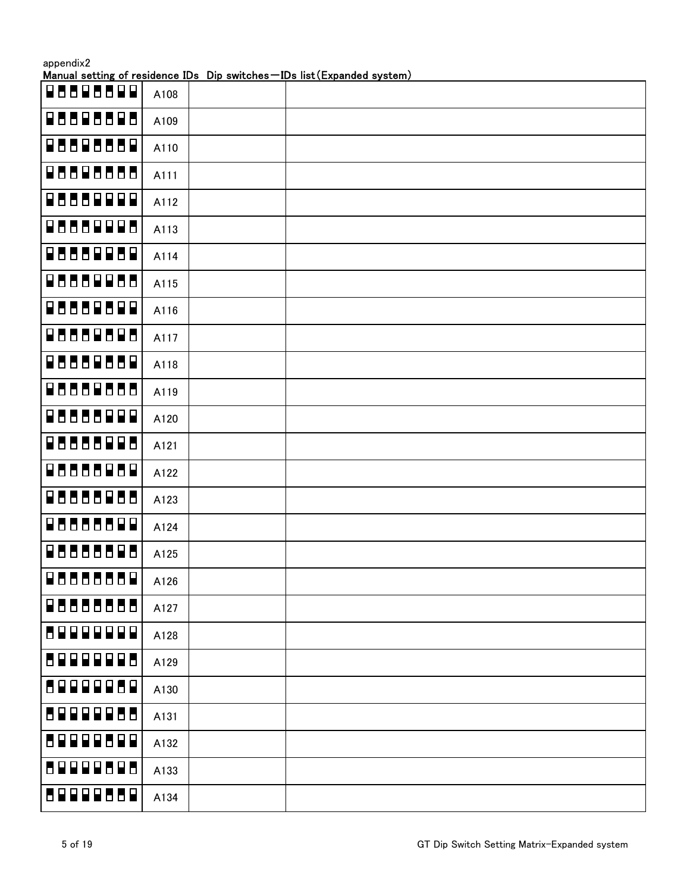appendix2

**Manual setting of residence IDs  Dip switches－IDs list(Expanded system)**

| | | | |
|---|---|---|---|
| | A108 | | |
| | A109 | | |
| | A110 | | |
| | A111 | | |
| | A112 | | |
| | A113 | | |
| | A114 | | |
| | A115 | | |
| | A116 | | |
| | A117 | | |
| | A118 | | |
| | A119 | | |
| | A120 | | |
| | A121 | | |
| | A122 | | |
| | A123 | | |
| | A124 | | |
| | A125 | | |
| | A126 | | |
| | A127 | | |
| | A128 | | |
| | A129 | | |
| | A130 | | |
| | A131 | | |
| | A132 | | |
| | A133 | | |
| | A134 | | |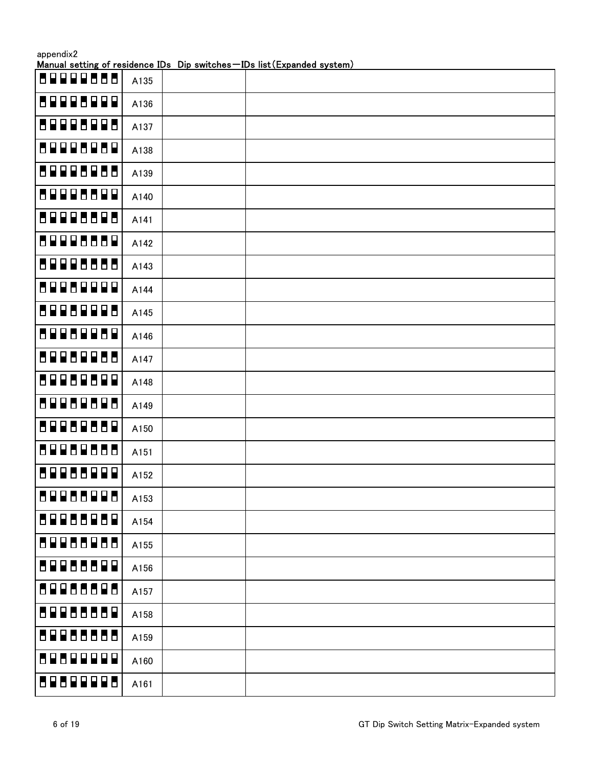appendix2

**Manual setting of residence IDs Dip switches－IDs list(Expanded system)**

| | | | |
|---|---|---|---|
| | A135 | | |
| | A136 | | |
| | A137 | | |
| | A138 | | |
| | A139 | | |
| | A140 | | |
| | A141 | | |
| | A142 | | |
| | A143 | | |
| | A144 | | |
| | A145 | | |
| | A146 | | |
| | A147 | | |
| | A148 | | |
| | A149 | | |
| | A150 | | |
| | A151 | | |
| | A152 | | |
| | A153 | | |
| | A154 | | |
| | A155 | | |
| | A156 | | |
| | A157 | | |
| | A158 | | |
| | A159 | | |
| | A160 | | |
| | A161 | | |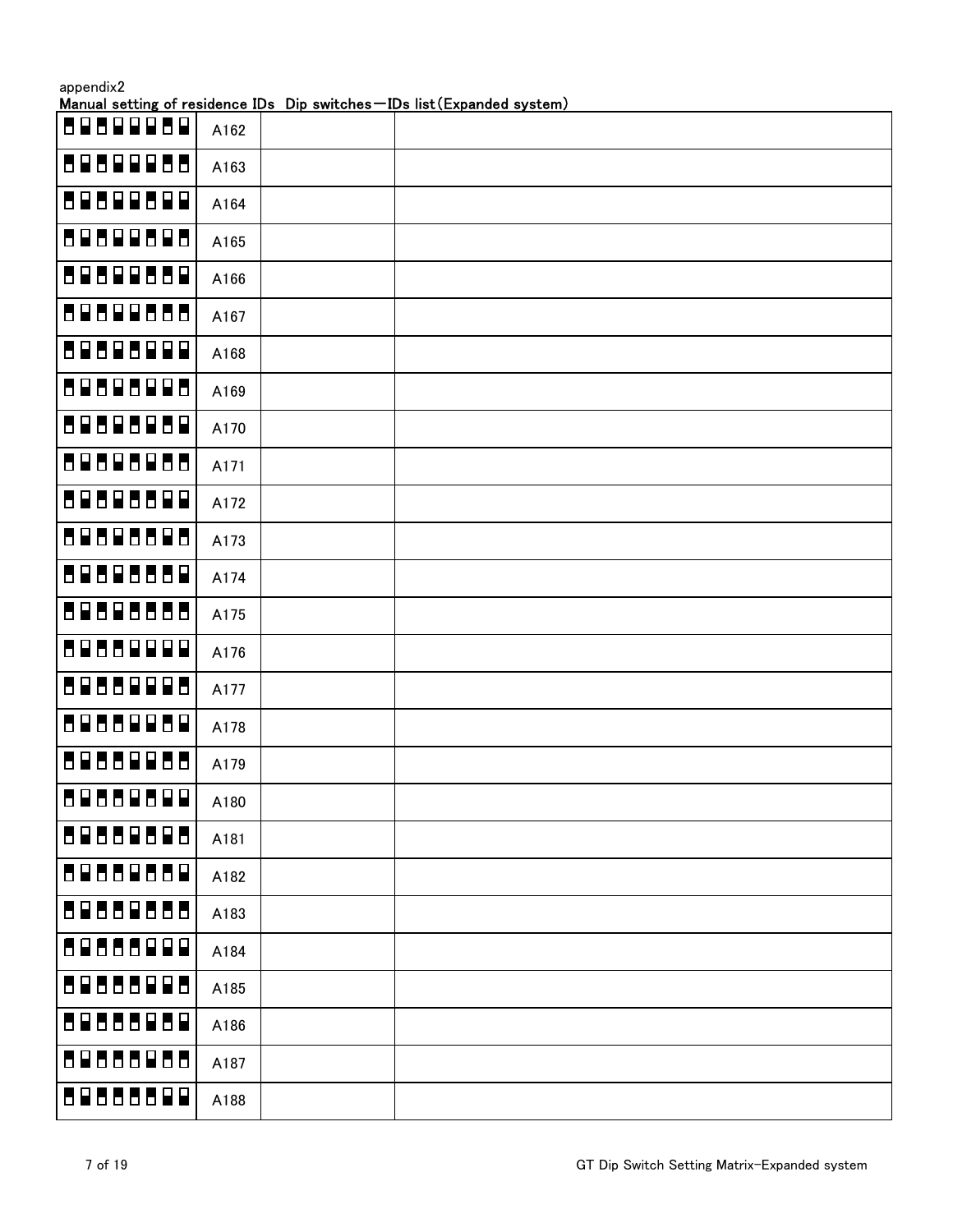appendix2

**Manual setting of residence IDs Dip switches－IDs list(Expanded system)**

| | | | |
|---|---|---|---|
| | A162 | | |
| | A163 | | |
| | A164 | | |
| | A165 | | |
| | A166 | | |
| | A167 | | |
| | A168 | | |
| | A169 | | |
| | A170 | | |
| | A171 | | |
| | A172 | | |
| | A173 | | |
| | A174 | | |
| | A175 | | |
| | A176 | | |
| | A177 | | |
| | A178 | | |
| | A179 | | |
| | A180 | | |
| | A181 | | |
| | A182 | | |
| | A183 | | |
| | A184 | | |
| | A185 | | |
| | A186 | | |
| | A187 | | |
| | A188 | | |

GT Dip Switch Setting Matrix-Expanded system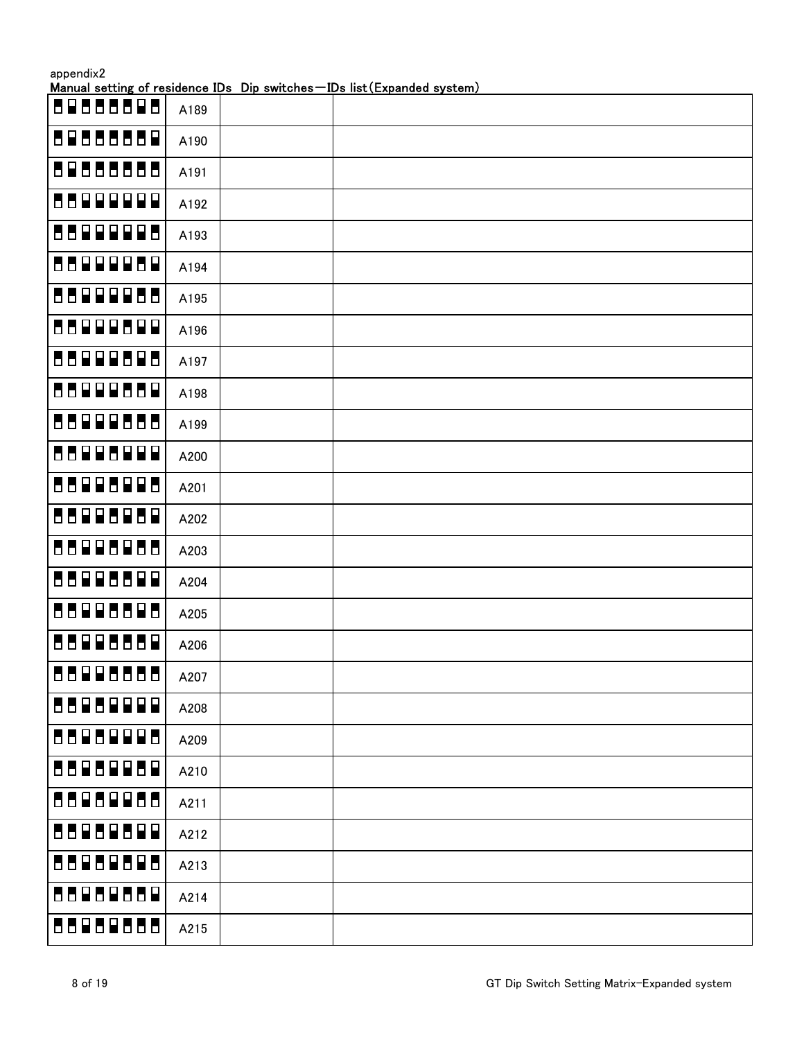appendix2

**Manual setting of residence IDs Dip switches－IDs list(Expanded system)**

| | | | |
|---|---|---|---|
| | A189 | | |
| | A190 | | |
| | A191 | | |
| | A192 | | |
| | A193 | | |
| | A194 | | |
| | A195 | | |
| | A196 | | |
| | A197 | | |
| | A198 | | |
| | A199 | | |
| | A200 | | |
| | A201 | | |
| | A202 | | |
| | A203 | | |
| | A204 | | |
| | A205 | | |
| | A206 | | |
| | A207 | | |
| | A208 | | |
| | A209 | | |
| | A210 | | |
| | A211 | | |
| | A212 | | |
| | A213 | | |
| | A214 | | |
| | A215 | | |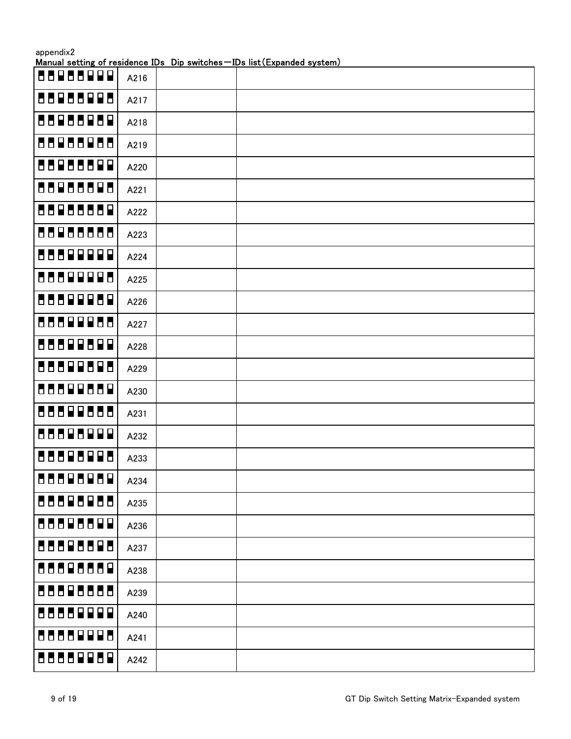appendix2

**Manual setting of residence IDs  Dip switches－IDs list(Expanded system)**

| | | | |
|---|---|---|---|
| | A216 | | |
| | A217 | | |
| | A218 | | |
| | A219 | | |
| | A220 | | |
| | A221 | | |
| | A222 | | |
| | A223 | | |
| | A224 | | |
| | A225 | | |
| | A226 | | |
| | A227 | | |
| | A228 | | |
| | A229 | | |
| | A230 | | |
| | A231 | | |
| | A232 | | |
| | A233 | | |
| | A234 | | |
| | A235 | | |
| | A236 | | |
| | A237 | | |
| | A238 | | |
| | A239 | | |
| | A240 | | |
| | A241 | | |
| | A242 | | |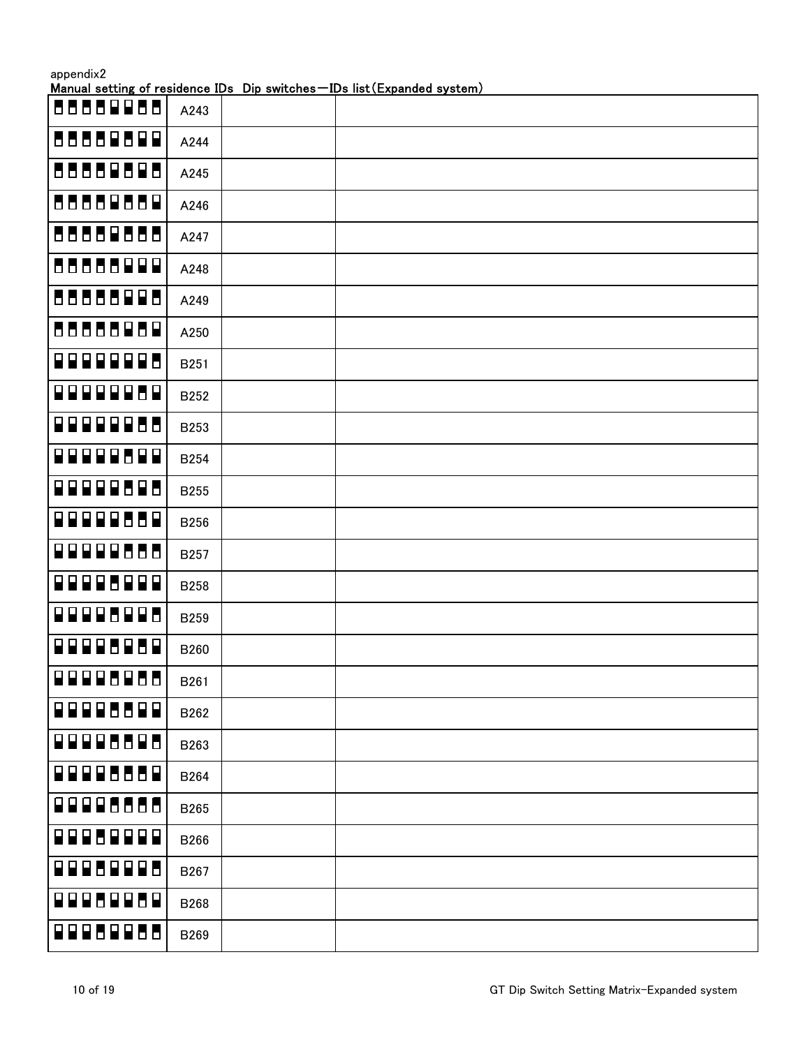appendix2

**Manual setting of residence IDs  Dip switches－IDs list(Expanded system)**

| | | | |
|---|---|---|---|
| | A243 | | |
| | A244 | | |
| | A245 | | |
| | A246 | | |
| | A247 | | |
| | A248 | | |
| | A249 | | |
| | A250 | | |
| | B251 | | |
| | B252 | | |
| | B253 | | |
| | B254 | | |
| | B255 | | |
| | B256 | | |
| | B257 | | |
| | B258 | | |
| | B259 | | |
| | B260 | | |
| | B261 | | |
| | B262 | | |
| | B263 | | |
| | B264 | | |
| | B265 | | |
| | B266 | | |
| | B267 | | |
| | B268 | | |
| | B269 | | |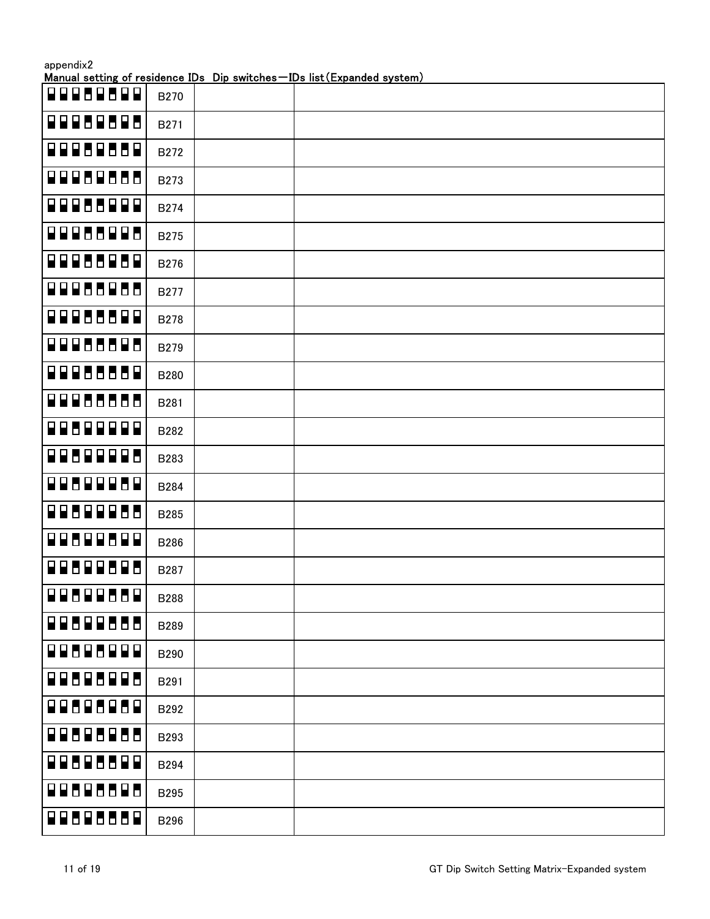appendix2

**Manual setting of residence IDs  Dip switches－IDs list(Expanded system)**

| | | | |
|---|---|---|---|
| | B270 | | |
| | B271 | | |
| | B272 | | |
| | B273 | | |
| | B274 | | |
| | B275 | | |
| | B276 | | |
| | B277 | | |
| | B278 | | |
| | B279 | | |
| | B280 | | |
| | B281 | | |
| | B282 | | |
| | B283 | | |
| | B284 | | |
| | B285 | | |
| | B286 | | |
| | B287 | | |
| | B288 | | |
| | B289 | | |
| | B290 | | |
| | B291 | | |
| | B292 | | |
| | B293 | | |
| | B294 | | |
| | B295 | | |
| | B296 | | |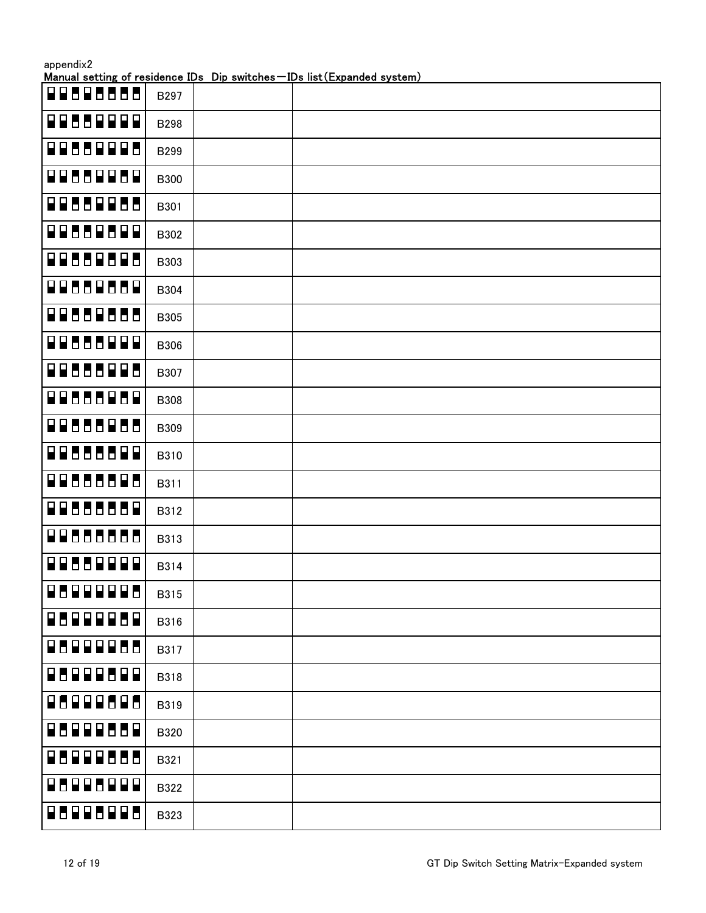appendix2

**Manual setting of residence IDs  Dip switches－IDs list(Expanded system)**

| | | | |
|---|---|---|---|
| | B297 | | |
| | B298 | | |
| | B299 | | |
| | B300 | | |
| | B301 | | |
| | B302 | | |
| | B303 | | |
| | B304 | | |
| | B305 | | |
| | B306 | | |
| | B307 | | |
| | B308 | | |
| | B309 | | |
| | B310 | | |
| | B311 | | |
| | B312 | | |
| | B313 | | |
| | B314 | | |
| | B315 | | |
| | B316 | | |
| | B317 | | |
| | B318 | | |
| | B319 | | |
| | B320 | | |
| | B321 | | |
| | B322 | | |
| | B323 | | |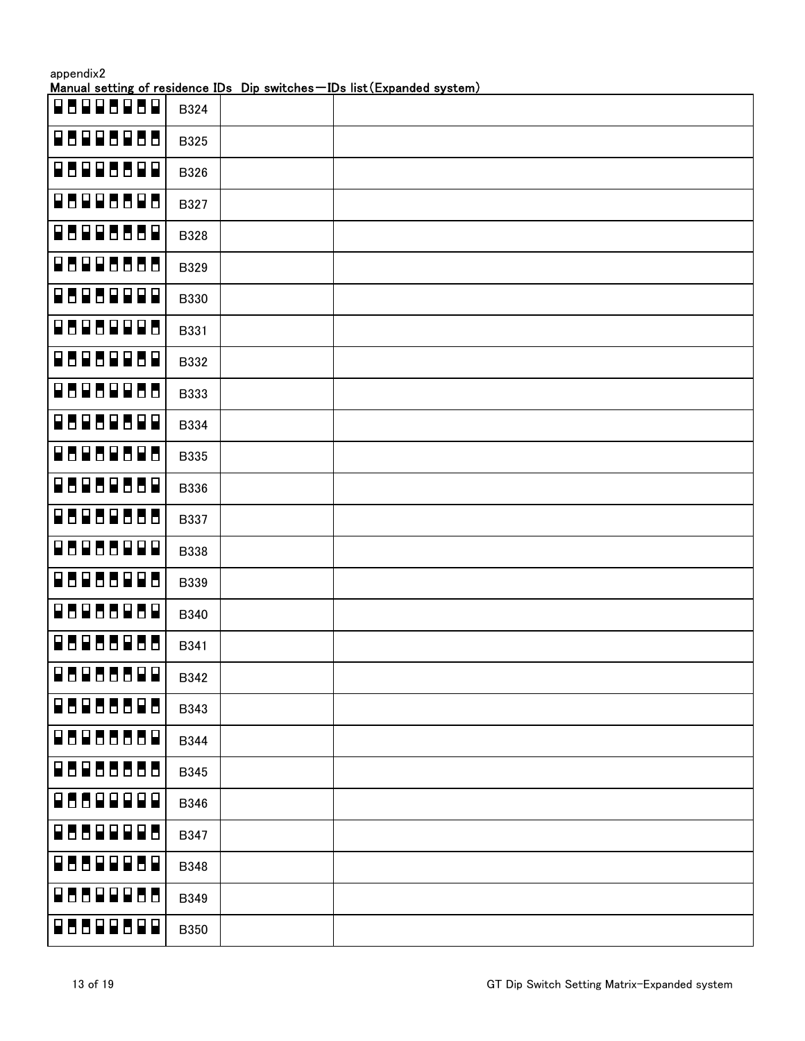appendix2

**Manual setting of residence IDs Dip switches－IDs list(Expanded system)**

| | | | |
|---|---|---|---|
| | B324 | | |
| | B325 | | |
| | B326 | | |
| | B327 | | |
| | B328 | | |
| | B329 | | |
| | B330 | | |
| | B331 | | |
| | B332 | | |
| | B333 | | |
| | B334 | | |
| | B335 | | |
| | B336 | | |
| | B337 | | |
| | B338 | | |
| | B339 | | |
| | B340 | | |
| | B341 | | |
| | B342 | | |
| | B343 | | |
| | B344 | | |
| | B345 | | |
| | B346 | | |
| | B347 | | |
| | B348 | | |
| | B349 | | |
| | B350 | | |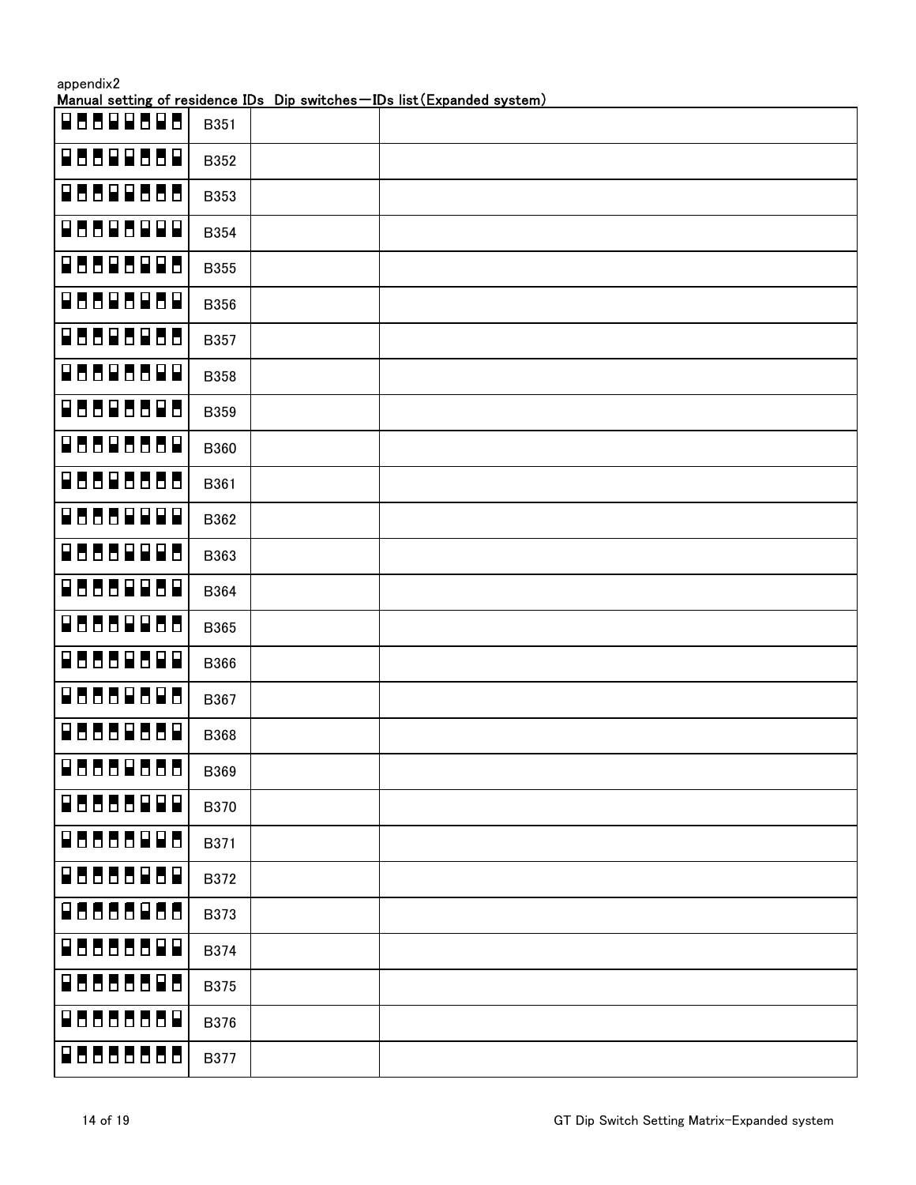appendix2

**Manual setting of residence IDs Dip switches－IDs list(Expanded system)**

| | | | |
|---|---|---|---|
| | B351 | | |
| | B352 | | |
| | B353 | | |
| | B354 | | |
| | B355 | | |
| | B356 | | |
| | B357 | | |
| | B358 | | |
| | B359 | | |
| | B360 | | |
| | B361 | | |
| | B362 | | |
| | B363 | | |
| | B364 | | |
| | B365 | | |
| | B366 | | |
| | B367 | | |
| | B368 | | |
| | B369 | | |
| | B370 | | |
| | B371 | | |
| | B372 | | |
| | B373 | | |
| | B374 | | |
| | B375 | | |
| | B376 | | |
| | B377 | | |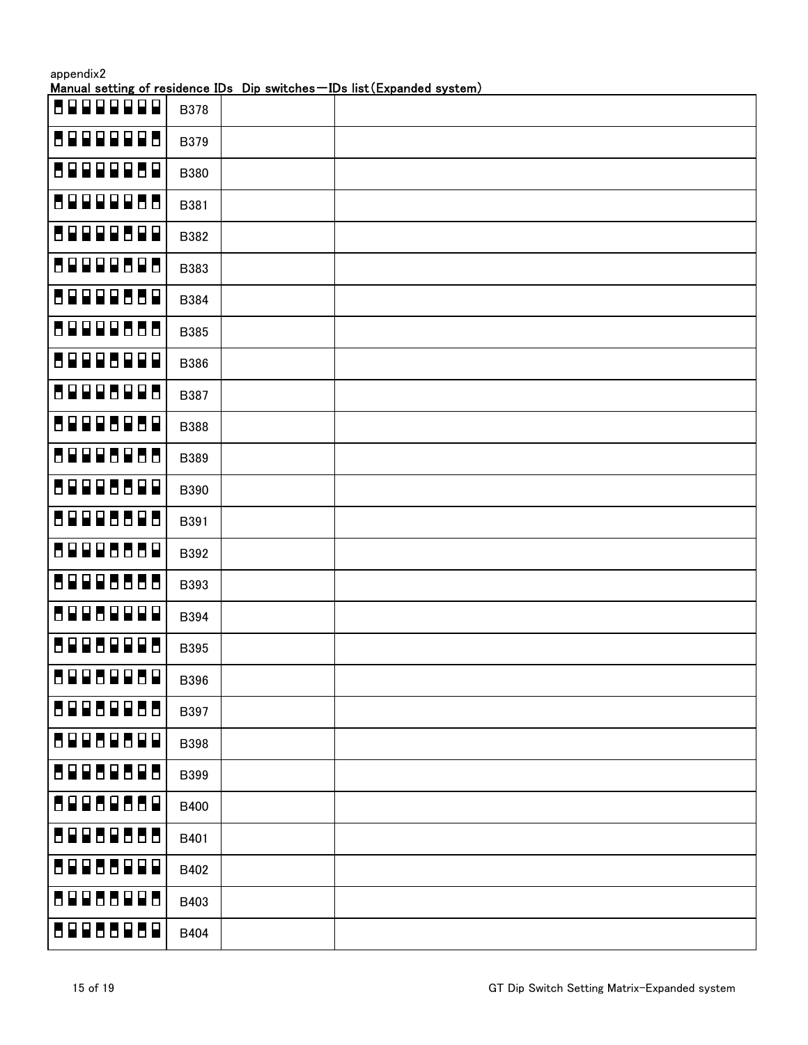appendix2

**Manual setting of residence IDs  Dip switches－IDs list(Expanded system)**

| | | | |
|---|---|---|---|
| | B378 | | |
| | B379 | | |
| | B380 | | |
| | B381 | | |
| | B382 | | |
| | B383 | | |
| | B384 | | |
| | B385 | | |
| | B386 | | |
| | B387 | | |
| | B388 | | |
| | B389 | | |
| | B390 | | |
| | B391 | | |
| | B392 | | |
| | B393 | | |
| | B394 | | |
| | B395 | | |
| | B396 | | |
| | B397 | | |
| | B398 | | |
| | B399 | | |
| | B400 | | |
| | B401 | | |
| | B402 | | |
| | B403 | | |
| | B404 | | |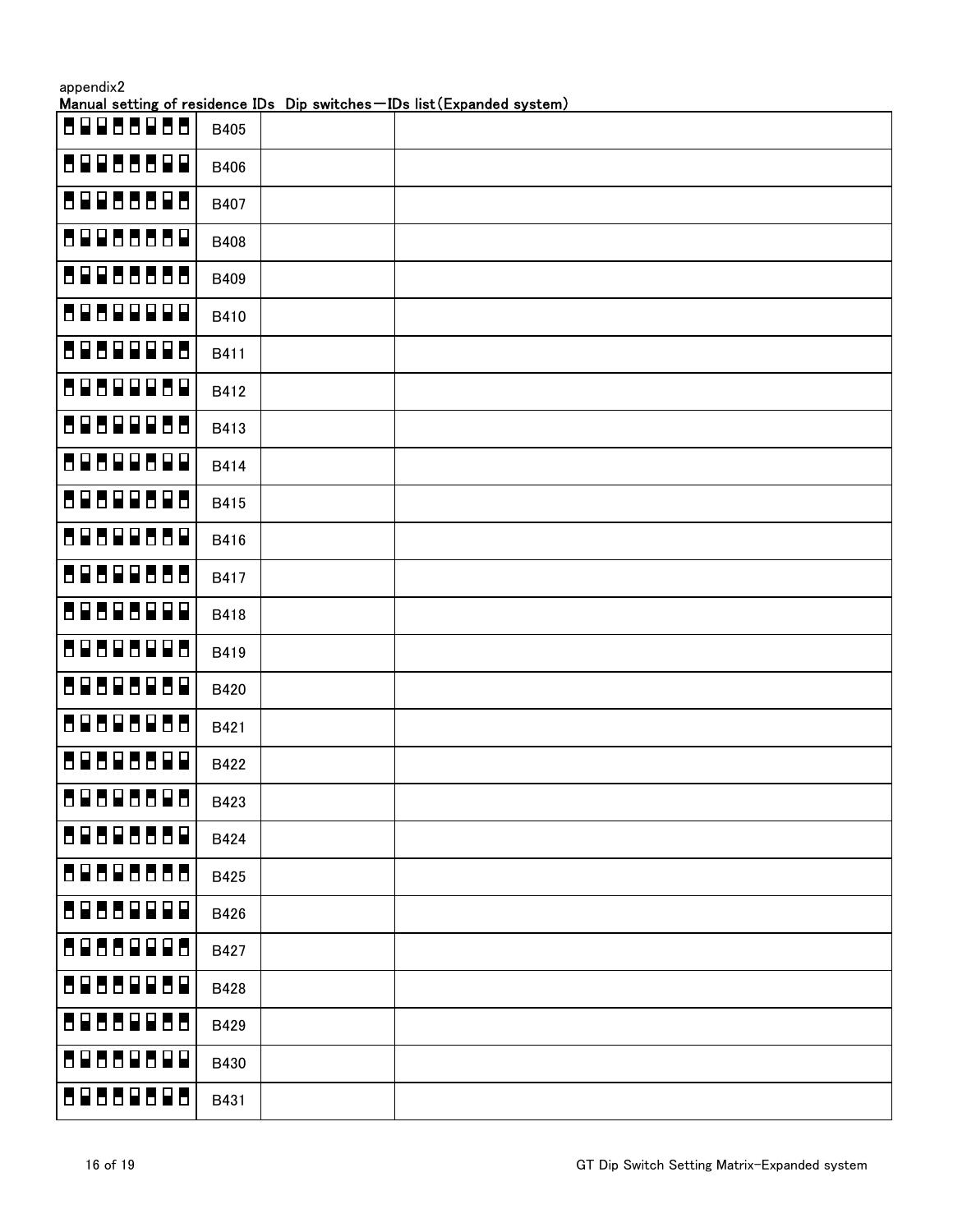appendix2

**Manual setting of residence IDs Dip switches－IDs list(Expanded system)**

| | | | |
|---|---|---|---|
| | B405 | | |
| | B406 | | |
| | B407 | | |
| | B408 | | |
| | B409 | | |
| | B410 | | |
| | B411 | | |
| | B412 | | |
| | B413 | | |
| | B414 | | |
| | B415 | | |
| | B416 | | |
| | B417 | | |
| | B418 | | |
| | B419 | | |
| | B420 | | |
| | B421 | | |
| | B422 | | |
| | B423 | | |
| | B424 | | |
| | B425 | | |
| | B426 | | |
| | B427 | | |
| | B428 | | |
| | B429 | | |
| | B430 | | |
| | B431 | | |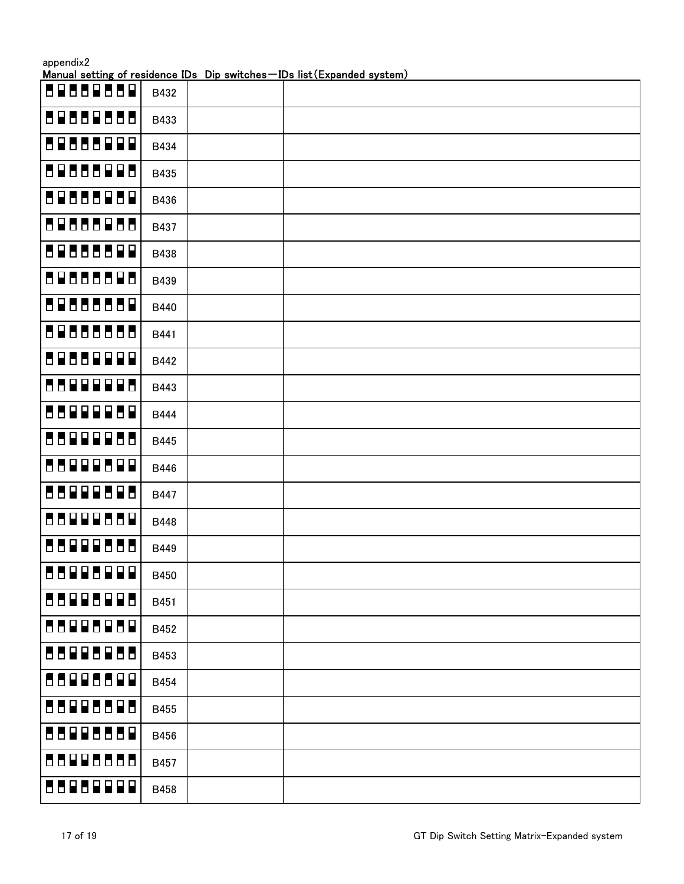appendix2

**Manual setting of residence IDs Dip switches－IDs list(Expanded system)**

| | | | |
|---|---|---|---|
| | B432 | | |
| | B433 | | |
| | B434 | | |
| | B435 | | |
| | B436 | | |
| | B437 | | |
| | B438 | | |
| | B439 | | |
| | B440 | | |
| | B441 | | |
| | B442 | | |
| | B443 | | |
| | B444 | | |
| | B445 | | |
| | B446 | | |
| | B447 | | |
| | B448 | | |
| | B449 | | |
| | B450 | | |
| | B451 | | |
| | B452 | | |
| | B453 | | |
| | B454 | | |
| | B455 | | |
| | B456 | | |
| | B457 | | |
| | B458 | | |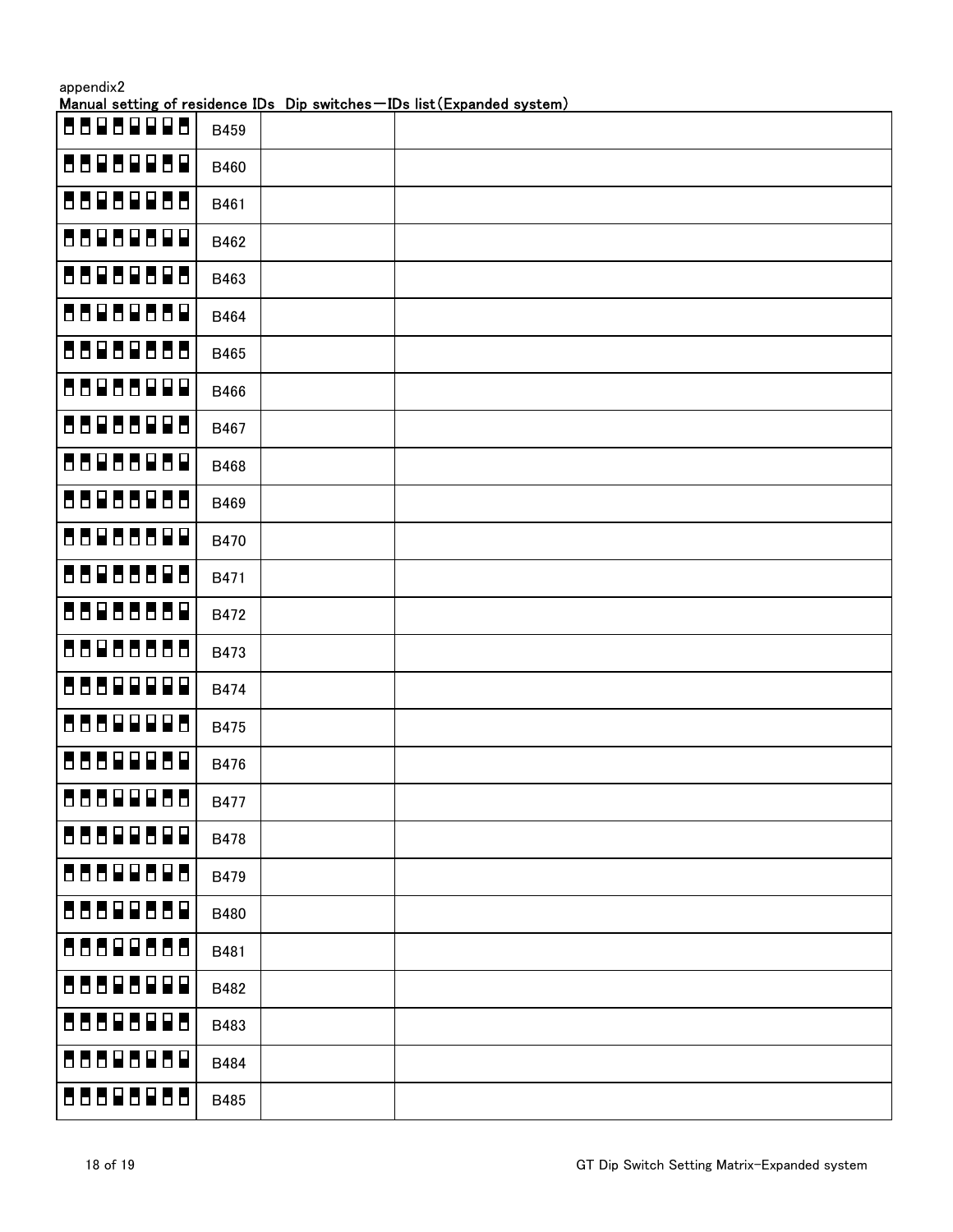appendix2

**Manual setting of residence IDs Dip switches－IDs list(Expanded system)**

| | | | |
|---|---|---|---|
| | B459 | | |
| | B460 | | |
| | B461 | | |
| | B462 | | |
| | B463 | | |
| | B464 | | |
| | B465 | | |
| | B466 | | |
| | B467 | | |
| | B468 | | |
| | B469 | | |
| | B470 | | |
| | B471 | | |
| | B472 | | |
| | B473 | | |
| | B474 | | |
| | B475 | | |
| | B476 | | |
| | B477 | | |
| | B478 | | |
| | B479 | | |
| | B480 | | |
| | B481 | | |
| | B482 | | |
| | B483 | | |
| | B484 | | |
| | B485 | | |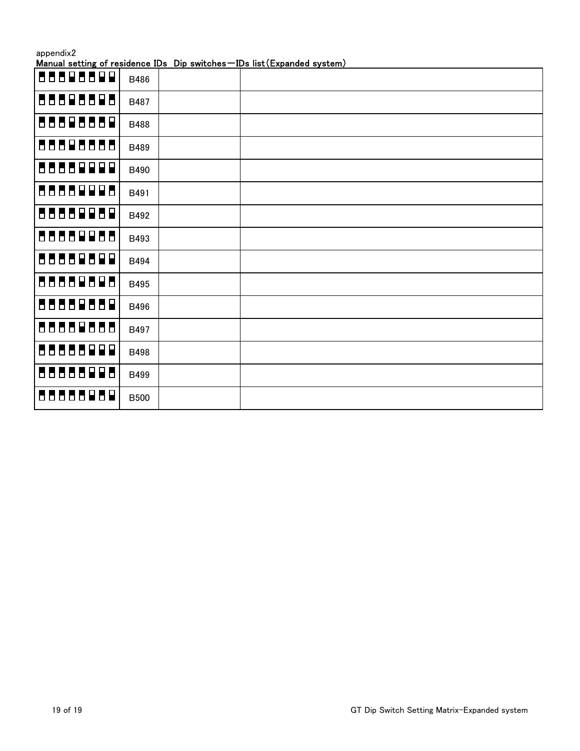appendix2

**Manual setting of residence IDs Dip switches－IDs list(Expanded system)**

| | | | |
|---|---|---|---|
| | B486 | | |
| | B487 | | |
| | B488 | | |
| | B489 | | |
| | B490 | | |
| | B491 | | |
| | B492 | | |
| | B493 | | |
| | B494 | | |
| | B495 | | |
| | B496 | | |
| | B497 | | |
| | B498 | | |
| | B499 | | |
| | B500 | | |